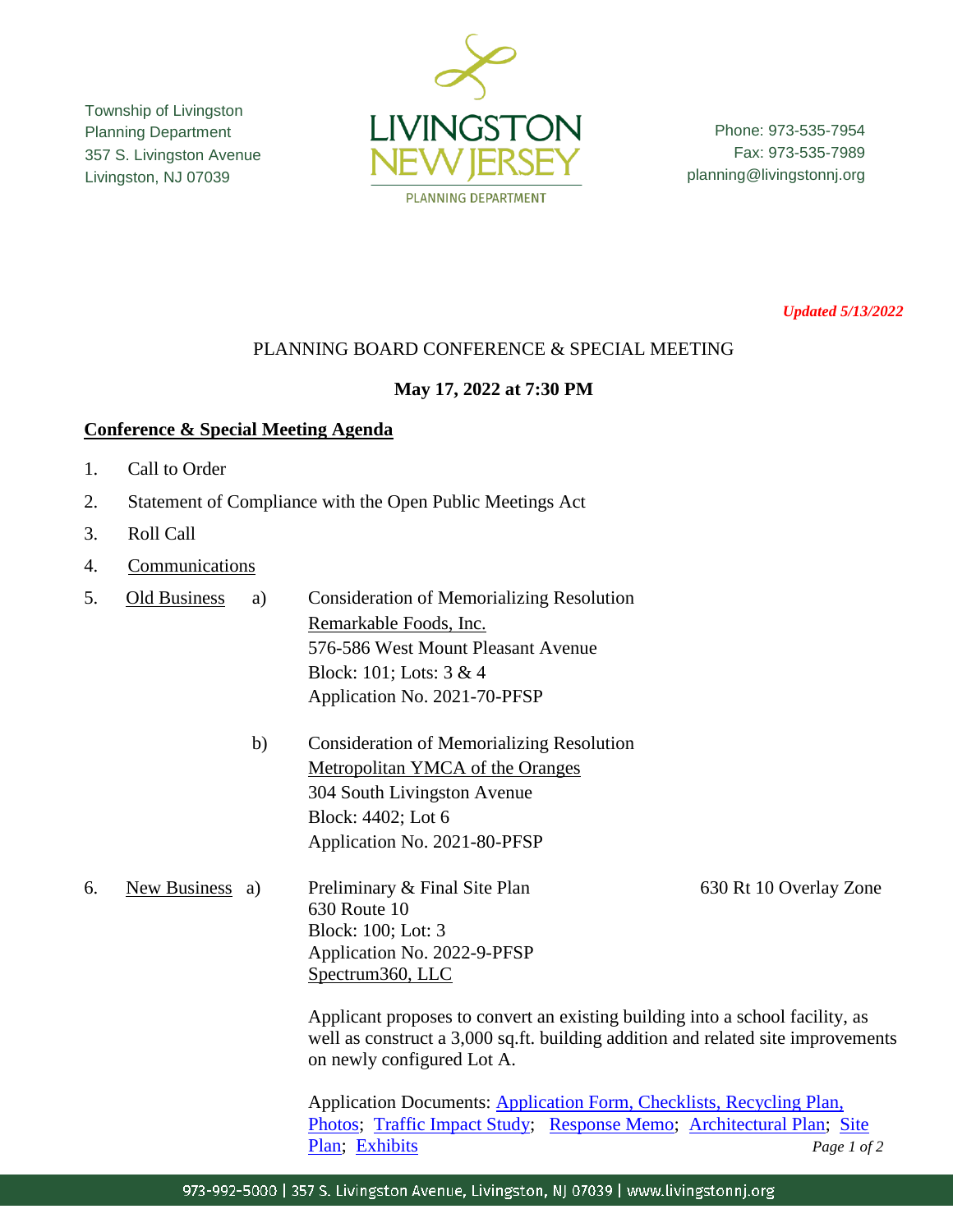Township of Livingston
Planning Department
357 S. Livingston Avenue
Livingston, NJ 07039

LIVINGSTON NEW JERSEY
PLANNING DEPARTMENT

Phone: 973-535-7954
Fax: 973-535-7989
planning@livingstonnj.org

*Updated 5/13/2022*

PLANNING BOARD CONFERENCE & SPECIAL MEETING

**May 17, 2022 at 7:30 PM**

**Conference & Special Meeting Agenda**

1. Call to Order
2. Statement of Compliance with the Open Public Meetings Act
3. Roll Call
4. Communications
5. Old Business

   a) Consideration of Memorializing Resolution
      Remarkable Foods, Inc.
      576-586 West Mount Pleasant Avenue
      Block: 101; Lots: 3 & 4
      Application No. 2021-70-PFSP

   b) Consideration of Memorializing Resolution
      Metropolitan YMCA of the Oranges
      304 South Livingston Avenue
      Block: 4402; Lot 6
      Application No. 2021-80-PFSP

6. New Business

   a) Preliminary & Final Site Plan — 630 Rt 10 Overlay Zone
      630 Route 10
      Block: 100; Lot: 3
      Application No. 2022-9-PFSP
      Spectrum360, LLC

      Applicant proposes to convert an existing building into a school facility, as well as construct a 3,000 sq.ft. building addition and related site improvements on newly configured Lot A.

      Application Documents: Application Form, Checklists, Recycling Plan, Photos; Traffic Impact Study; Response Memo; Architectural Plan; Site Plan; Exhibits

973-992-5000 | 357 S. Livingston Avenue, Livingston, NJ 07039 | www.livingstonnj.org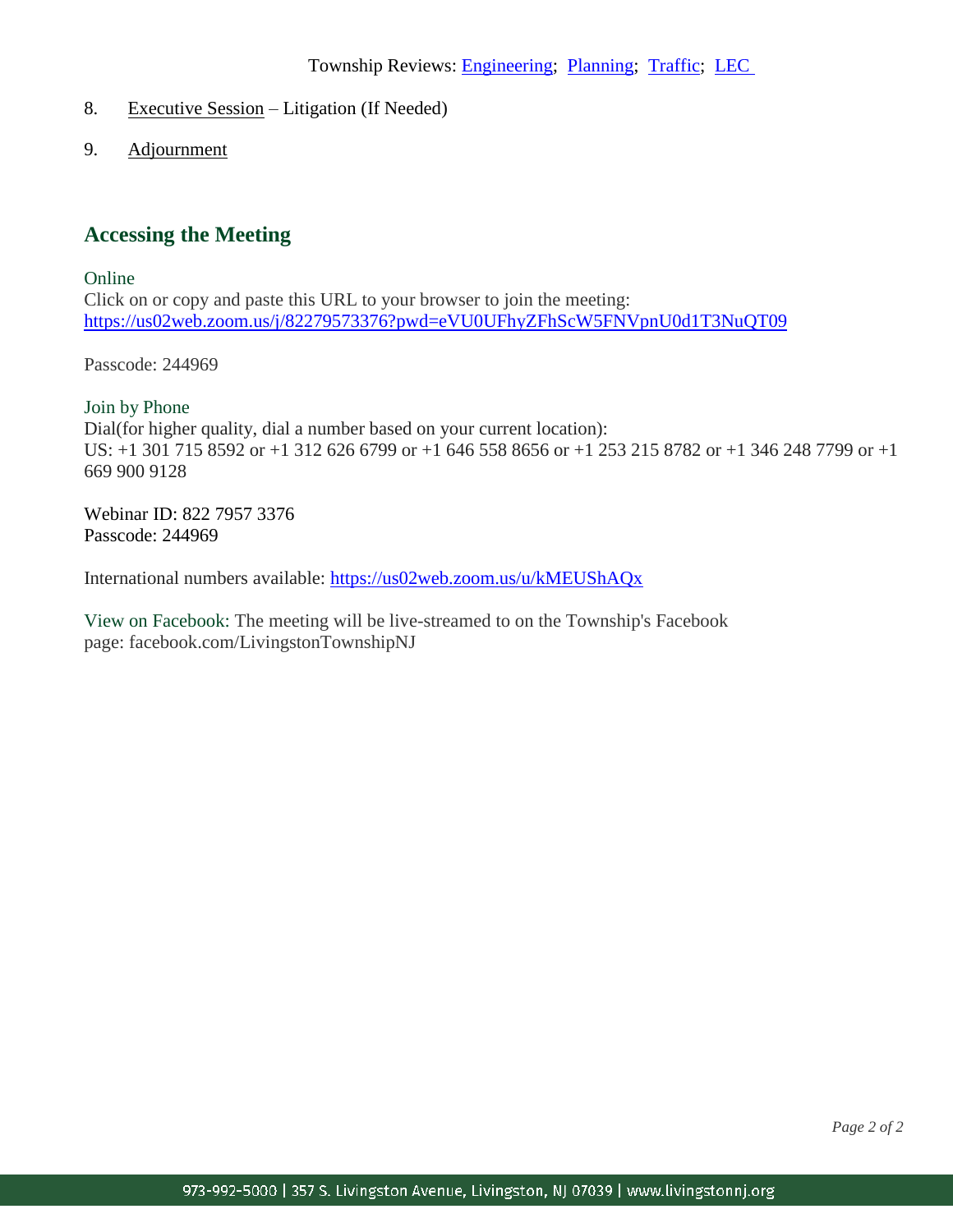Township Reviews: [Engineering](); [Planning](); [Traffic](); [LEC]()

8. Executive Session – Litigation (If Needed)

9. Adjournment

## Accessing the Meeting

Online
Click on or copy and paste this URL to your browser to join the meeting:
https://us02web.zoom.us/j/82279573376?pwd=eVU0UFhyZFhScW5FNVpnU0d1T3NuQT09

Passcode: 244969

Join by Phone
Dial(for higher quality, dial a number based on your current location):
US: +1 301 715 8592 or +1 312 626 6799 or +1 646 558 8656 or +1 253 215 8782 or +1 346 248 7799 or +1 669 900 9128

Webinar ID: 822 7957 3376
Passcode: 244969

International numbers available: https://us02web.zoom.us/u/kMEUShAQx

View on Facebook: The meeting will be live-streamed to on the Township's Facebook page: facebook.com/LivingstonTownshipNJ

973-992-5000 | 357 S. Livingston Avenue, Livingston, NJ 07039 | www.livingstonnj.org